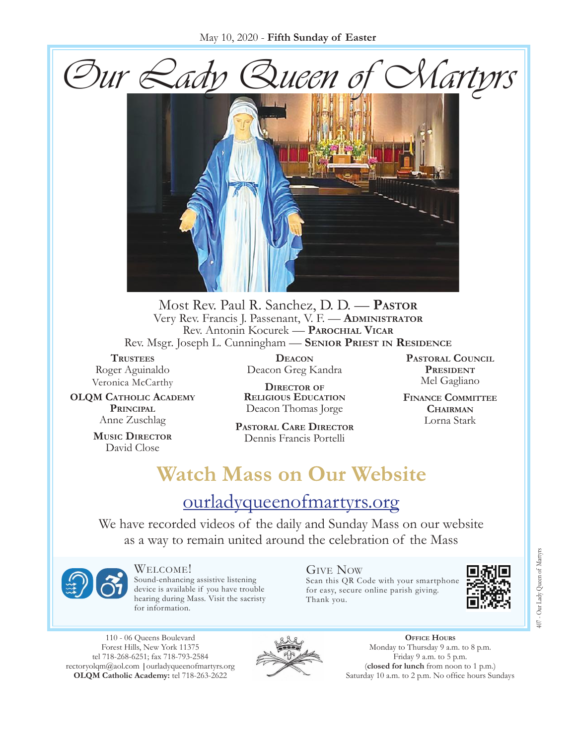May 10, 2020 - **Fifth Sunday of Easter**

# Our Lady Queen of Martyrs

Most Rev. Paul R. Sanchez, D. D. — **Pastor**
Very Rev. Francis J. Passenant, V. F. — **Administrator**
Rev. Antonin Kocurek — **Parochial Vicar**
Rev. Msgr. Joseph L. Cunningham — **Senior Priest in Residence**

**Trustees**
Roger Aguinaldo
Veronica McCarthy

**OLQM Catholic Academy Principal**
Anne Zuschlag

**Music Director**
David Close

**Deacon**
Deacon Greg Kandra

**Director of Religious Education**
Deacon Thomas Jorge

**Pastoral Care Director**
Dennis Francis Portelli

**Pastoral Council President**
Mel Gagliano

**Finance Committee Chairman**
Lorna Stark

## Watch Mass on Our Website

ourladyqueenofmartyrs.org

We have recorded videos of the daily and Sunday Mass on our website as a way to remain united around the celebration of the Mass

### Welcome!

Sound-enhancing assistive listening device is available if you have trouble hearing during Mass. Visit the sacristy for information.

### Give Now

Scan this QR Code with your smartphone for easy, secure online parish giving. Thank you.

110 - 06 Queens Boulevard
Forest Hills, New York 11375
tel 718-268-6251; fax 718-793-2584
rectoryolqm@aol.com | ourladyqueenofmartyrs.org
**OLQM Catholic Academy:** tel 718-263-2622

**Office Hours**
Monday to Thursday 9 a.m. to 8 p.m.
Friday 9 a.m. to 5 p.m.
(**closed for lunch** from noon to 1 p.m.)
Saturday 10 a.m. to 2 p.m. No office hours Sundays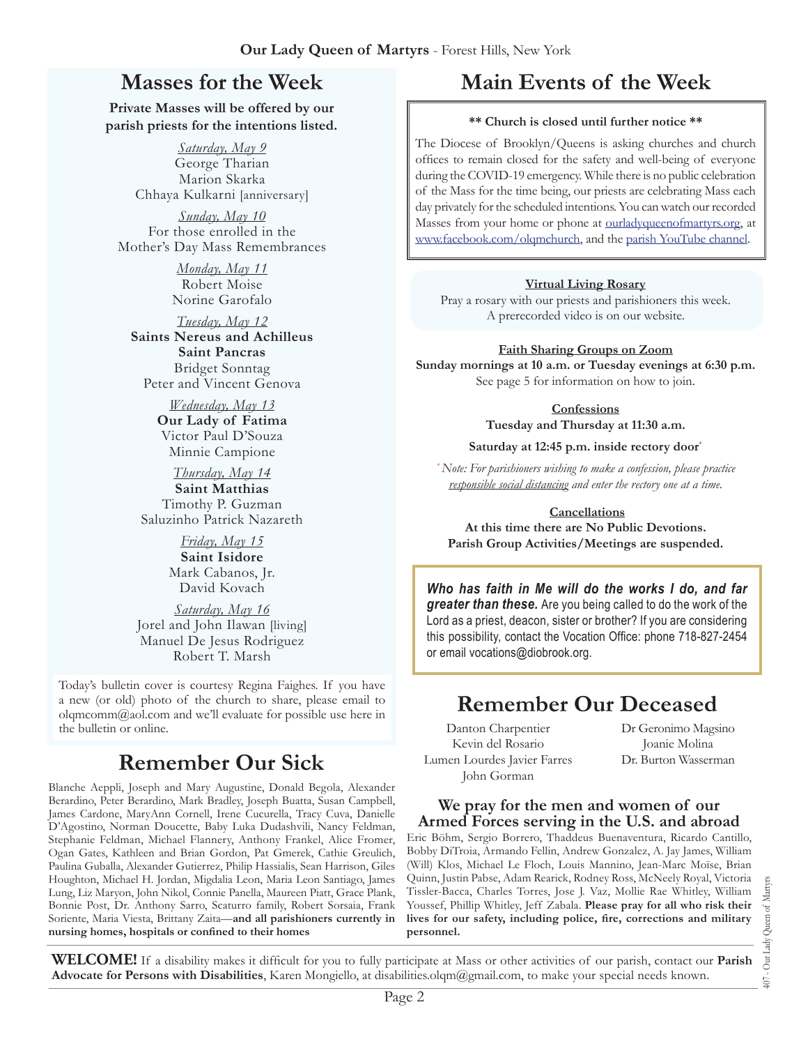## Masses for the Week

**Private Masses will be offered by our parish priests for the intentions listed.**

*Saturday, May 9*
George Tharian
Marion Skarka
Chhaya Kulkarni [anniversary]

*Sunday, May 10*
For those enrolled in the Mother's Day Mass Remembrances

*Monday, May 11*
Robert Moise
Norine Garofalo

*Tuesday, May 12*
**Saints Nereus and Achilleus**
**Saint Pancras**
Bridget Sonntag
Peter and Vincent Genova

*Wednesday, May 13*
**Our Lady of Fatima**
Victor Paul D'Souza
Minnie Campione

*Thursday, May 14*
**Saint Matthias**
Timothy P. Guzman
Saluzinho Patrick Nazareth

*Friday, May 15*
**Saint Isidore**
Mark Cabanos, Jr.
David Kovach

*Saturday, May 16*
Jorel and John Ilawan [living]
Manuel De Jesus Rodriguez
Robert T. Marsh

Today's bulletin cover is courtesy Regina Faighes. If you have a new (or old) photo of the church to share, please email to olqmcomm@aol.com and we'll evaluate for possible use here in the bulletin or online.

## Remember Our Sick

Blanche Aeppli, Joseph and Mary Augustine, Donald Begola, Alexander Berardino, Peter Berardino, Mark Bradley, Joseph Buatta, Susan Campbell, James Cardone, MaryAnn Cornell, Irene Cucurella, Tracy Cuva, Danielle D'Agostino, Norman Doucette, Baby Luka Dudashvili, Nancy Feldman, Stephanie Feldman, Michael Flannery, Anthony Frankel, Alice Fromer, Ogan Gates, Kathleen and Brian Gordon, Pat Gmerek, Cathie Greulich, Paulina Guballa, Alexander Gutierrez, Philip Hassialis, Sean Harrison, Giles Houghton, Michael H. Jordan, Migdalia Leon, Maria Leon Santiago, James Lung, Liz Maryon, John Nikol, Connie Panella, Maureen Piatt, Grace Plank, Bonnie Post, Dr. Anthony Sarro, Scaturro family, Robert Sorsaia, Frank Soriente, Maria Viesta, Brittany Zaita—**and all parishioners currently in nursing homes, hospitals or confined to their homes**

## Main Events of the Week

**\*\* Church is closed until further notice \*\***

The Diocese of Brooklyn/Queens is asking churches and church offices to remain closed for the safety and well-being of everyone during the COVID-19 emergency. While there is no public celebration of the Mass for the time being, our priests are celebrating Mass each day privately for the scheduled intentions. You can watch our recorded Masses from your home or phone at ourladyqueenofmartyrs.org, at www.facebook.com/olqmchurch, and the parish YouTube channel.

**Virtual Living Rosary**
Pray a rosary with our priests and parishioners this week. A prerecorded video is on our website.

**Faith Sharing Groups on Zoom**
**Sunday mornings at 10 a.m. or Tuesday evenings at 6:30 p.m.**
See page 5 for information on how to join.

**Confessions**
**Tuesday and Thursday at 11:30 a.m.**
**Saturday at 12:45 p.m. inside rectory door***

*\* Note: For parishioners wishing to make a confession, please practice responsible social distancing and enter the rectory one at a time.*

**Cancellations**
**At this time there are No Public Devotions.**
**Parish Group Activities/Meetings are suspended.**

***Who has faith in Me will do the works I do, and far greater than these.*** Are you being called to do the work of the Lord as a priest, deacon, sister or brother? If you are considering this possibility, contact the Vocation Office: phone 718-827-2454 or email vocations@diobrook.org.

## Remember Our Deceased

Danton Charpentier
Kevin del Rosario
Lumen Lourdes Javier Farres
John Gorman
Dr Geronimo Magsino
Joanie Molina
Dr. Burton Wasserman

### We pray for the men and women of our Armed Forces serving in the U.S. and abroad

Eric Böhm, Sergio Borrero, Thaddeus Buenaventura, Ricardo Cantillo, Bobby DiTroia, Armando Fellin, Andrew Gonzalez, A. Jay James, William (Will) Klos, Michael Le Floch, Louis Mannino, Jean-Marc Moïse, Brian Quinn, Justin Pabse, Adam Rearick, Rodney Ross, McNeely Royal, Victoria Tissler-Bacca, Charles Torres, Jose J. Vaz, Mollie Rae Whitley, William Youssef, Phillip Whitley, Jeff Zabala. **Please pray for all who risk their lives for our safety, including police, fire, corrections and military personnel.**

**WELCOME!** If a disability makes it difficult for you to fully participate at Mass or other activities of our parish, contact our **Parish Advocate for Persons with Disabilities**, Karen Mongiello, at disabilities.olqm@gmail.com, to make your special needs known.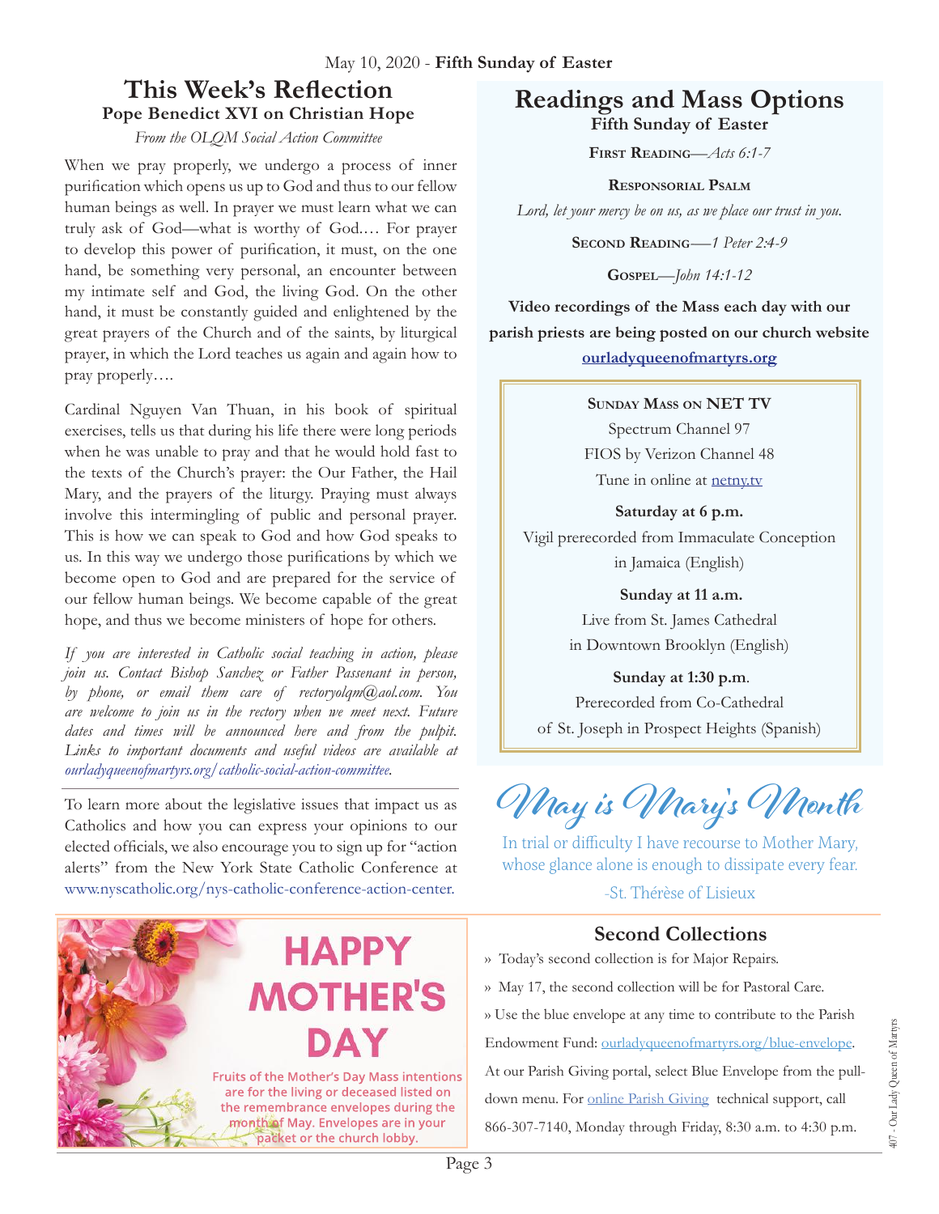May 10, 2020 - **Fifth Sunday of Easter**

## This Week's Reflection

### Pope Benedict XVI on Christian Hope

*From the OLQM Social Action Committee*

When we pray properly, we undergo a process of inner purification which opens us up to God and thus to our fellow human beings as well. In prayer we must learn what we can truly ask of God—what is worthy of God.… For prayer to develop this power of purification, it must, on the one hand, be something very personal, an encounter between my intimate self and God, the living God. On the other hand, it must be constantly guided and enlightened by the great prayers of the Church and of the saints, by liturgical prayer, in which the Lord teaches us again and again how to pray properly….

Cardinal Nguyen Van Thuan, in his book of spiritual exercises, tells us that during his life there were long periods when he was unable to pray and that he would hold fast to the texts of the Church's prayer: the Our Father, the Hail Mary, and the prayers of the liturgy. Praying must always involve this intermingling of public and personal prayer. This is how we can speak to God and how God speaks to us. In this way we undergo those purifications by which we become open to God and are prepared for the service of our fellow human beings. We become capable of the great hope, and thus we become ministers of hope for others.

*If you are interested in Catholic social teaching in action, please join us. Contact Bishop Sanchez or Father Passenant in person, by phone, or email them care of rectoryolqm@aol.com. You are welcome to join us in the rectory when we meet next. Future dates and times will be announced here and from the pulpit. Links to important documents and useful videos are available at ourladyqueenofmartyrs.org/catholic-social-action-committee.*

To learn more about the legislative issues that impact us as Catholics and how you can express your opinions to our elected officials, we also encourage you to sign up for "action alerts" from the New York State Catholic Conference at www.nyscatholic.org/nys-catholic-conference-action-center.

## HAPPY MOTHER'S DAY

Fruits of the Mother's Day Mass intentions are for the living or deceased listed on the remembrance envelopes during the month of May. Envelopes are in your packet or the church lobby.

## Readings and Mass Options

**Fifth Sunday of Easter**

**First Reading**—*Acts 6:1-7*

**Responsorial Psalm**

*Lord, let your mercy be on us, as we place our trust in you.*

**Second Reading**—*1 Peter 2:4-9*

**Gospel**—*John 14:1-12*

**Video recordings of the Mass each day with our parish priests are being posted on our church website [ourladyqueenofmartyrs.org](ourladyqueenofmartyrs.org)**

**Sunday Mass on NET TV**

Spectrum Channel 97
FIOS by Verizon Channel 48
Tune in online at netny.tv

**Saturday at 6 p.m.**
Vigil prerecorded from Immaculate Conception in Jamaica (English)

**Sunday at 11 a.m.**
Live from St. James Cathedral in Downtown Brooklyn (English)

**Sunday at 1:30 p.m.**
Prerecorded from Co-Cathedral of St. Joseph in Prospect Heights (Spanish)

## May is Mary's Month

In trial or difficulty I have recourse to Mother Mary, whose glance alone is enough to dissipate every fear.

-St. Thérèse of Lisieux

## Second Collections

» Today's second collection is for Major Repairs.

» May 17, the second collection will be for Pastoral Care.

» Use the blue envelope at any time to contribute to the Parish Endowment Fund: ourladyqueenofmartyrs.org/blue-envelope. At our Parish Giving portal, select Blue Envelope from the pull-down menu. For online Parish Giving technical support, call 866-307-7140, Monday through Friday, 8:30 a.m. to 4:30 p.m.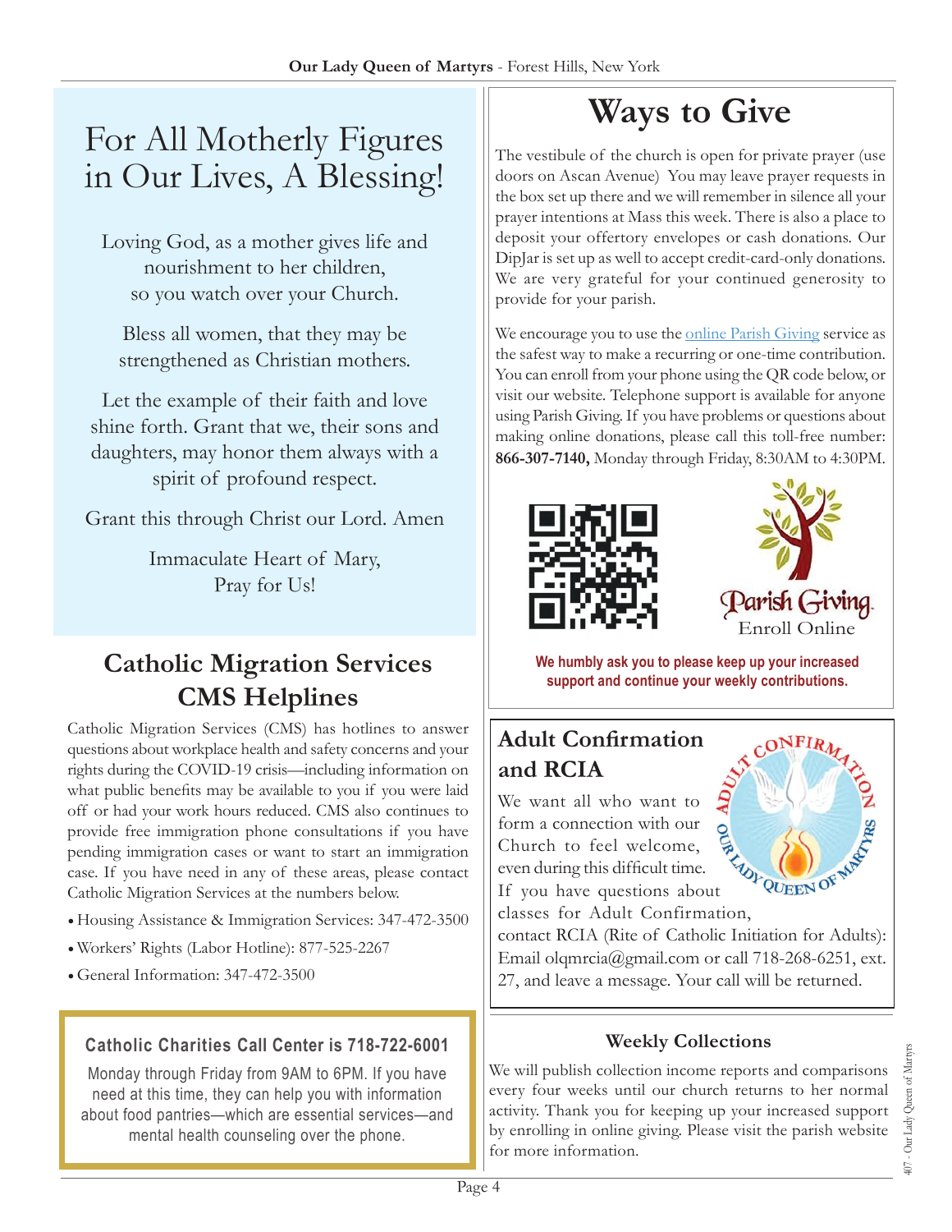# For All Motherly Figures in Our Lives, A Blessing!

Loving God, as a mother gives life and nourishment to her children, so you watch over your Church.

Bless all women, that they may be strengthened as Christian mothers.

Let the example of their faith and love shine forth. Grant that we, their sons and daughters, may honor them always with a spirit of profound respect.

Grant this through Christ our Lord. Amen

Immaculate Heart of Mary, Pray for Us!

## Catholic Migration Services CMS Helplines

Catholic Migration Services (CMS) has hotlines to answer questions about workplace health and safety concerns and your rights during the COVID-19 crisis—including information on what public benefits may be available to you if you were laid off or had your work hours reduced. CMS also continues to provide free immigration phone consultations if you have pending immigration cases or want to start an immigration case. If you have need in any of these areas, please contact Catholic Migration Services at the numbers below.

- Housing Assistance & Immigration Services: 347-472-3500
- Workers' Rights (Labor Hotline): 877-525-2267
- General Information: 347-472-3500

**Catholic Charities Call Center is 718-722-6001**

Monday through Friday from 9AM to 6PM. If you have need at this time, they can help you with information about food pantries—which are essential services—and mental health counseling over the phone.

# Ways to Give

The vestibule of the church is open for private prayer (use doors on Ascan Avenue) You may leave prayer requests in the box set up there and we will remember in silence all your prayer intentions at Mass this week. There is also a place to deposit your offertory envelopes or cash donations. Our DipJar is set up as well to accept credit-card-only donations. We are very grateful for your continued generosity to provide for your parish.

We encourage you to use the online Parish Giving service as the safest way to make a recurring or one-time contribution. You can enroll from your phone using the QR code below, or visit our website. Telephone support is available for anyone using Parish Giving. If you have problems or questions about making online donations, please call this toll-free number: **866-307-7140,** Monday through Friday, 8:30AM to 4:30PM.

Parish Giving
Enroll Online

**We humbly ask you to please keep up your increased support and continue your weekly contributions.**

## Adult Confirmation and RCIA

We want all who want to form a connection with our Church to feel welcome, even during this difficult time. If you have questions about classes for Adult Confirmation, contact RCIA (Rite of Catholic Initiation for Adults): Email olqmrcia@gmail.com or call 718-268-6251, ext. 27, and leave a message. Your call will be returned.

### Weekly Collections

We will publish collection income reports and comparisons every four weeks until our church returns to her normal activity. Thank you for keeping up your increased support by enrolling in online giving. Please visit the parish website for more information.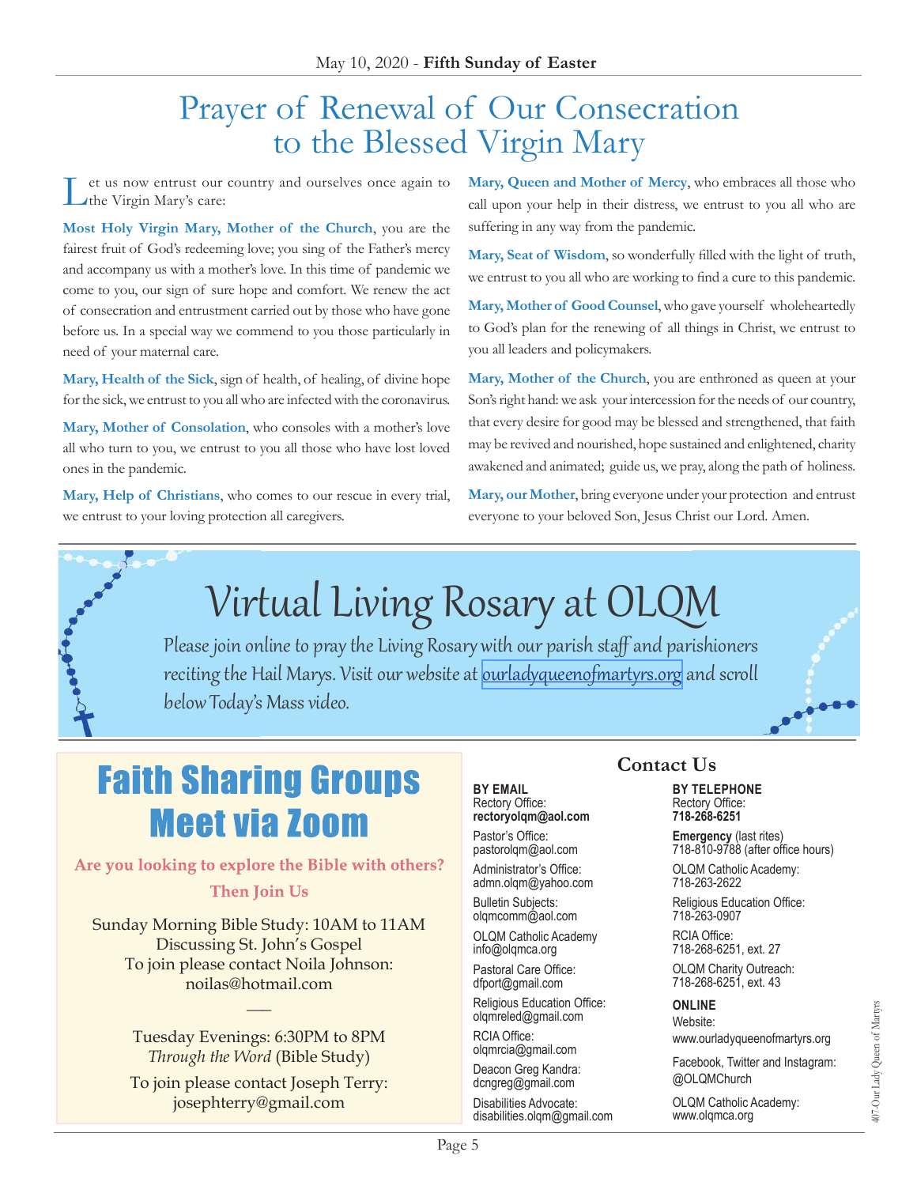# Prayer of Renewal of Our Consecration to the Blessed Virgin Mary

Let us now entrust our country and ourselves once again to the Virgin Mary's care:

**Most Holy Virgin Mary, Mother of the Church**, you are the fairest fruit of God's redeeming love; you sing of the Father's mercy and accompany us with a mother's love. In this time of pandemic we come to you, our sign of sure hope and comfort. We renew the act of consecration and entrustment carried out by those who have gone before us. In a special way we commend to you those particularly in need of your maternal care.

**Mary, Health of the Sick**, sign of health, of healing, of divine hope for the sick, we entrust to you all who are infected with the coronavirus.

**Mary, Mother of Consolation**, who consoles with a mother's love all who turn to you, we entrust to you all those who have lost loved ones in the pandemic.

**Mary, Help of Christians**, who comes to our rescue in every trial, we entrust to your loving protection all caregivers.

**Mary, Queen and Mother of Mercy**, who embraces all those who call upon your help in their distress, we entrust to you all who are suffering in any way from the pandemic.

**Mary, Seat of Wisdom**, so wonderfully filled with the light of truth, we entrust to you all who are working to find a cure to this pandemic.

**Mary, Mother of Good Counsel**, who gave yourself wholeheartedly to God's plan for the renewing of all things in Christ, we entrust to you all leaders and policymakers.

**Mary, Mother of the Church**, you are enthroned as queen at your Son's right hand: we ask your intercession for the needs of our country, that every desire for good may be blessed and strengthened, that faith may be revived and nourished, hope sustained and enlightened, charity awakened and animated; guide us, we pray, along the path of holiness.

**Mary, our Mother**, bring everyone under your protection and entrust everyone to your beloved Son, Jesus Christ our Lord. Amen.

# Virtual Living Rosary at OLQM

*Please join online to pray the Living Rosary with our parish staff and parishioners reciting the Hail Marys. Visit our website at ourladyqueenofmartyrs.org and scroll below Today's Mass video.*

# Faith Sharing Groups Meet via Zoom

**Are you looking to explore the Bible with others?**

**Then Join Us**

Sunday Morning Bible Study: 10AM to 11AM
Discussing St. John's Gospel
To join please contact Noila Johnson:
noilas@hotmail.com

—

Tuesday Evenings: 6:30PM to 8PM
*Through the Word* (Bible Study)

To join please contact Joseph Terry:
josephterry@gmail.com

## Contact Us

**BY EMAIL**

Rectory Office:
**rectoryolqm@aol.com**

Pastor's Office:
pastorolqm@aol.com

Administrator's Office:
admn.olqm@yahoo.com

Bulletin Subjects:
olqmcomm@aol.com

OLQM Catholic Academy
info@olqmca.org

Pastoral Care Office:
dfport@gmail.com

Religious Education Office:
olqmreled@gmail.com

RCIA Office:
olqmrcia@gmail.com

Deacon Greg Kandra:
dcngreg@gmail.com

Disabilities Advocate:
disabilities.olqm@gmail.com

**BY TELEPHONE**

Rectory Office:
**718-268-6251**

**Emergency** (last rites)
718-810-9788 (after office hours)

OLQM Catholic Academy:
718-263-2622

Religious Education Office:
718-263-0907

RCIA Office:
718-268-6251, ext. 27

OLQM Charity Outreach:
718-268-6251, ext. 43

**ONLINE**

Website:
www.ourladyqueenofmartyrs.org

Facebook, Twitter and Instagram:
@OLQMChurch

OLQM Catholic Academy:
www.olqmca.org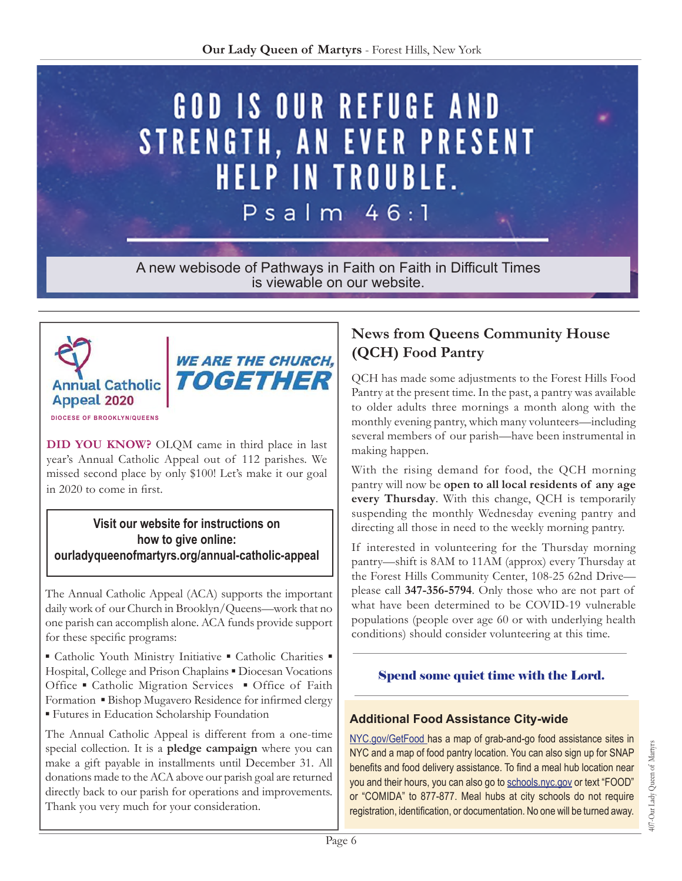GOD IS OUR REFUGE AND STRENGTH, AN EVER PRESENT HELP IN TROUBLE.

Psalm 46:1

A new webisode of Pathways in Faith on Faith in Difficult Times is viewable on our website.

Annual Catholic Appeal 2020

DIOCESE OF BROOKLYN/QUEENS

**WE ARE THE CHURCH, TOGETHER**

**DID YOU KNOW?** OLQM came in third place in last year's Annual Catholic Appeal out of 112 parishes. We missed second place by only $100! Let's make it our goal in 2020 to come in first.

**Visit our website for instructions on how to give online: ourladyqueenofmartyrs.org/annual-catholic-appeal**

The Annual Catholic Appeal (ACA) supports the important daily work of our Church in Brooklyn/Queens—work that no one parish can accomplish alone. ACA funds provide support for these specific programs:

▪ Catholic Youth Ministry Initiative ▪ Catholic Charities ▪ Hospital, College and Prison Chaplains ▪ Diocesan Vocations Office ▪ Catholic Migration Services ▪ Office of Faith Formation ▪ Bishop Mugavero Residence for infirmed clergy ▪ Futures in Education Scholarship Foundation

The Annual Catholic Appeal is different from a one-time special collection. It is a **pledge campaign** where you can make a gift payable in installments until December 31. All donations made to the ACA above our parish goal are returned directly back to our parish for operations and improvements. Thank you very much for your consideration.

## News from Queens Community House (QCH) Food Pantry

QCH has made some adjustments to the Forest Hills Food Pantry at the present time. In the past, a pantry was available to older adults three mornings a month along with the monthly evening pantry, which many volunteers—including several members of our parish—have been instrumental in making happen.

With the rising demand for food, the QCH morning pantry will now be **open to all local residents of any age every Thursday**. With this change, QCH is temporarily suspending the monthly Wednesday evening pantry and directing all those in need to the weekly morning pantry.

If interested in volunteering for the Thursday morning pantry—shift is 8AM to 11AM (approx) every Thursday at the Forest Hills Community Center, 108-25 62nd Drive—please call **347-356-5794**. Only those who are not part of what have been determined to be COVID-19 vulnerable populations (people over age 60 or with underlying health conditions) should consider volunteering at this time.

**Spend some quiet time with the Lord.**

### Additional Food Assistance City-wide

NYC.gov/GetFood has a map of grab-and-go food assistance sites in NYC and a map of food pantry location. You can also sign up for SNAP benefits and food delivery assistance. To find a meal hub location near you and their hours, you can also go to schools.nyc.gov or text "FOOD" or "COMIDA" to 877-877. Meal hubs at city schools do not require registration, identification, or documentation. No one will be turned away.